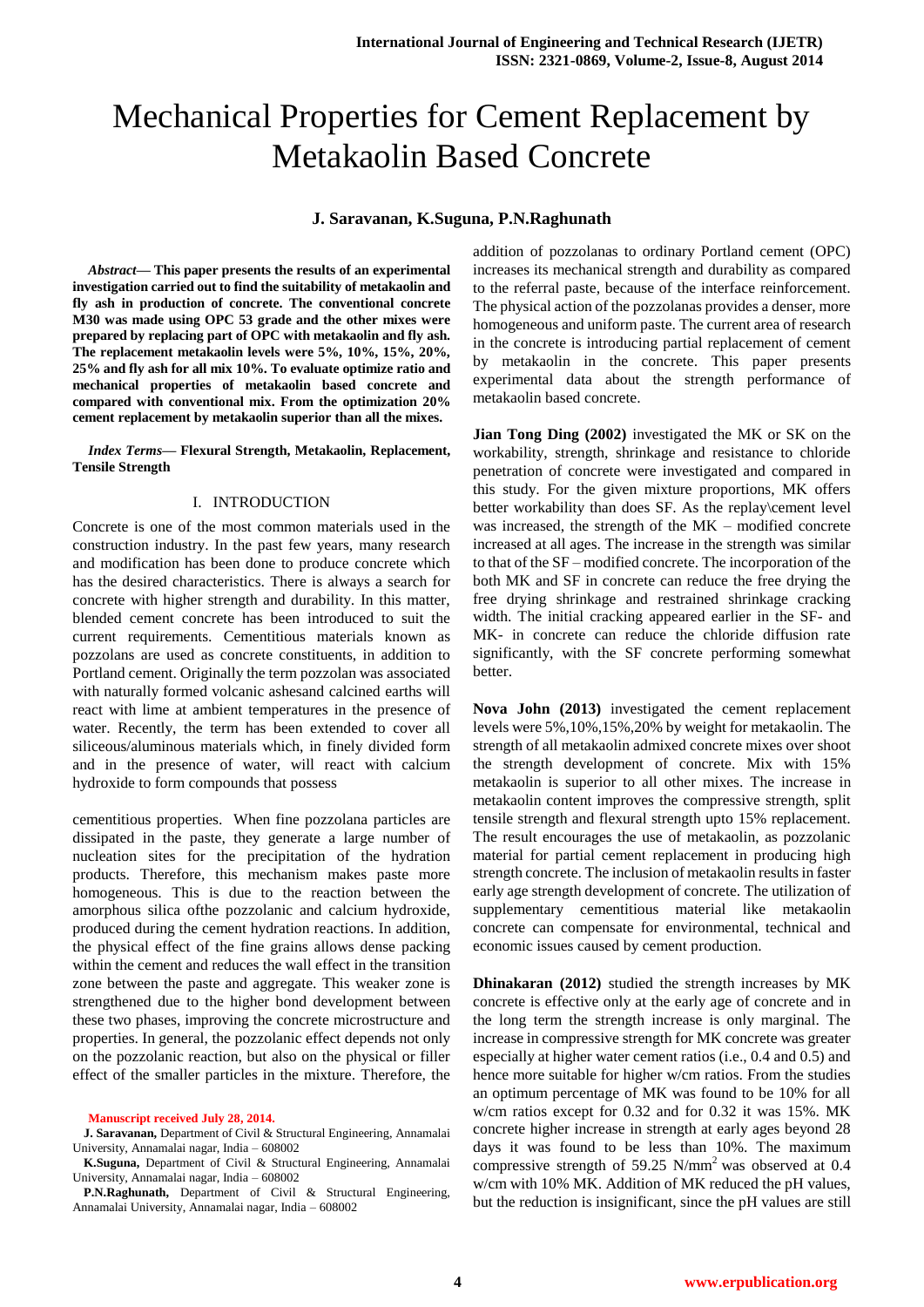# Mechanical Properties for Cement Replacement by Metakaolin Based Concrete

**J. Saravanan, K.Suguna, P.N.Raghunath**

***Abstract*— This paper presents the results of an experimental investigation carried out to find the suitability of metakaolin and fly ash in production of concrete. The conventional concrete M30 was made using OPC 53 grade and the other mixes were prepared by replacing part of OPC with metakaolin and fly ash. The replacement metakaolin levels were 5%, 10%, 15%, 20%, 25% and fly ash for all mix 10%. To evaluate optimize ratio and mechanical properties of metakaolin based concrete and compared with conventional mix. From the optimization 20% cement replacement by metakaolin superior than all the mixes.**

***Index Terms*— Flexural Strength, Metakaolin, Replacement, Tensile Strength**

## I. INTRODUCTION

Concrete is one of the most common materials used in the construction industry. In the past few years, many research and modification has been done to produce concrete which has the desired characteristics. There is always a search for concrete with higher strength and durability. In this matter, blended cement concrete has been introduced to suit the current requirements. Cementitious materials known as pozzolans are used as concrete constituents, in addition to Portland cement. Originally the term pozzolan was associated with naturally formed volcanic ashesand calcined earths will react with lime at ambient temperatures in the presence of water. Recently, the term has been extended to cover all siliceous/aluminous materials which, in finely divided form and in the presence of water, will react with calcium hydroxide to form compounds that possess

cementitious properties. When fine pozzolana particles are dissipated in the paste, they generate a large number of nucleation sites for the precipitation of the hydration products. Therefore, this mechanism makes paste more homogeneous. This is due to the reaction between the amorphous silica ofthe pozzolanic and calcium hydroxide, produced during the cement hydration reactions. In addition, the physical effect of the fine grains allows dense packing within the cement and reduces the wall effect in the transition zone between the paste and aggregate. This weaker zone is strengthened due to the higher bond development between these two phases, improving the concrete microstructure and properties. In general, the pozzolanic effect depends not only on the pozzolanic reaction, but also on the physical or filler effect of the smaller particles in the mixture. Therefore, the addition of pozzolanas to ordinary Portland cement (OPC) increases its mechanical strength and durability as compared to the referral paste, because of the interface reinforcement. The physical action of the pozzolanas provides a denser, more homogeneous and uniform paste. The current area of research in the concrete is introducing partial replacement of cement by metakaolin in the concrete. This paper presents experimental data about the strength performance of metakaolin based concrete.

**Jian Tong Ding (2002)** investigated the MK or SK on the workability, strength, shrinkage and resistance to chloride penetration of concrete were investigated and compared in this study. For the given mixture proportions, MK offers better workability than does SF. As the replay\cement level was increased, the strength of the MK – modified concrete increased at all ages. The increase in the strength was similar to that of the SF – modified concrete. The incorporation of the both MK and SF in concrete can reduce the free drying the free drying shrinkage and restrained shrinkage cracking width. The initial cracking appeared earlier in the SF- and MK- in concrete can reduce the chloride diffusion rate significantly, with the SF concrete performing somewhat better.

**Nova John (2013)** investigated the cement replacement levels were 5%,10%,15%,20% by weight for metakaolin. The strength of all metakaolin admixed concrete mixes over shoot the strength development of concrete. Mix with 15% metakaolin is superior to all other mixes. The increase in metakaolin content improves the compressive strength, split tensile strength and flexural strength upto 15% replacement. The result encourages the use of metakaolin, as pozzolanic material for partial cement replacement in producing high strength concrete. The inclusion of metakaolin results in faster early age strength development of concrete. The utilization of supplementary cementitious material like metakaolin concrete can compensate for environmental, technical and economic issues caused by cement production.

**Dhinakaran (2012)** studied the strength increases by MK concrete is effective only at the early age of concrete and in the long term the strength increase is only marginal. The increase in compressive strength for MK concrete was greater especially at higher water cement ratios (i.e., 0.4 and 0.5) and hence more suitable for higher w/cm ratios. From the studies an optimum percentage of MK was found to be 10% for all w/cm ratios except for 0.32 and for 0.32 it was 15%. MK concrete higher increase in strength at early ages beyond 28 days it was found to be less than 10%. The maximum compressive strength of 59.25 $N/mm^2$ was observed at 0.4 w/cm with 10% MK. Addition of MK reduced the pH values, but the reduction is insignificant, since the pH values are still

**Manuscript received July 28, 2014.**

**J. Saravanan,** Department of Civil & Structural Engineering, Annamalai University, Annamalai nagar, India – 608002

**K.Suguna,** Department of Civil & Structural Engineering, Annamalai University, Annamalai nagar, India – 608002

**P.N.Raghunath,** Department of Civil & Structural Engineering, Annamalai University, Annamalai nagar, India – 608002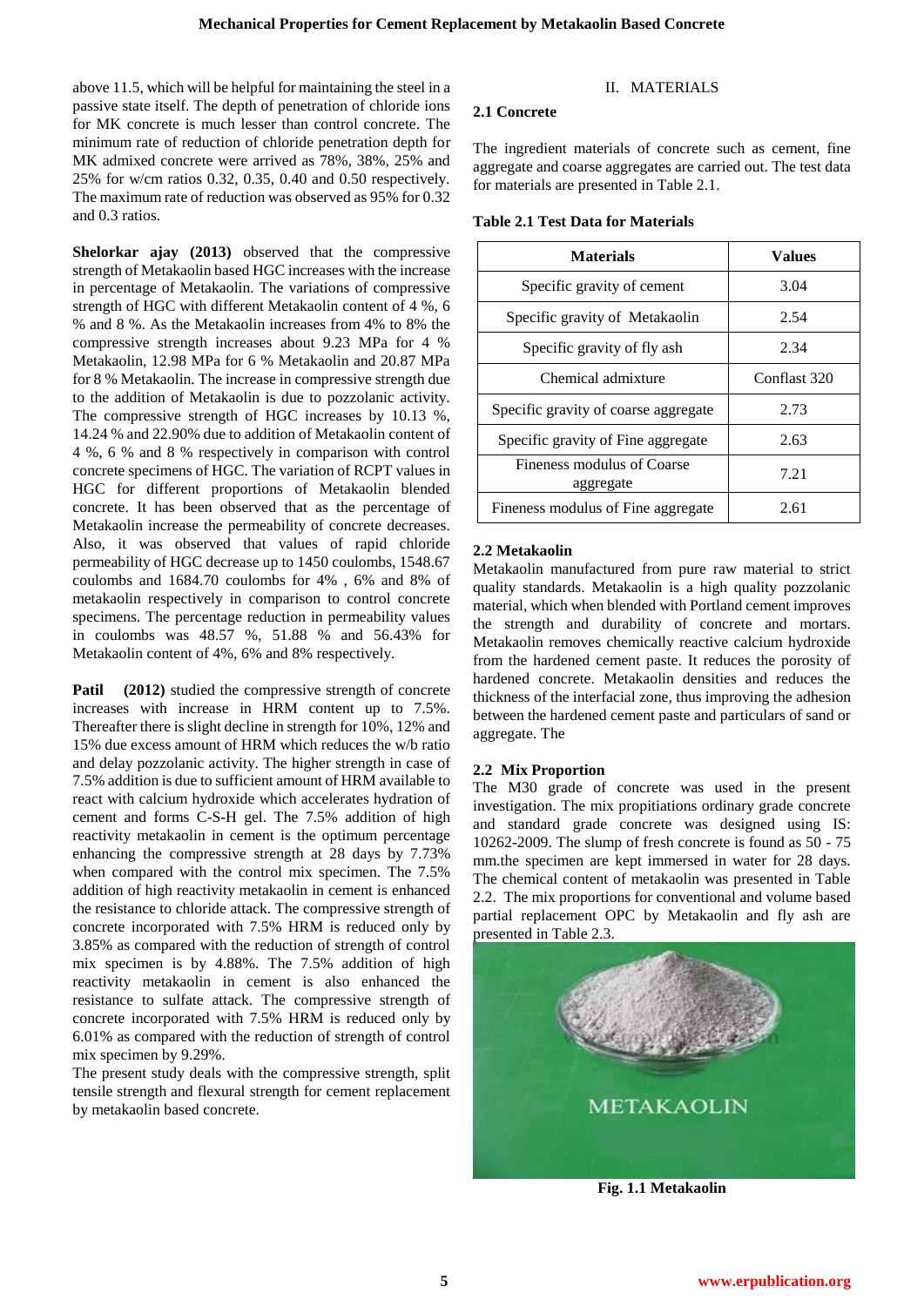above 11.5, which will be helpful for maintaining the steel in a passive state itself. The depth of penetration of chloride ions for MK concrete is much lesser than control concrete. The minimum rate of reduction of chloride penetration depth for MK admixed concrete were arrived as 78%, 38%, 25% and 25% for w/cm ratios 0.32, 0.35, 0.40 and 0.50 respectively. The maximum rate of reduction was observed as 95% for 0.32 and 0.3 ratios.

**Shelorkar ajay (2013)** observed that the compressive strength of Metakaolin based HGC increases with the increase in percentage of Metakaolin. The variations of compressive strength of HGC with different Metakaolin content of 4 %, 6 % and 8 %. As the Metakaolin increases from 4% to 8% the compressive strength increases about 9.23 MPa for 4 % Metakaolin, 12.98 MPa for 6 % Metakaolin and 20.87 MPa for 8 % Metakaolin. The increase in compressive strength due to the addition of Metakaolin is due to pozzolanic activity. The compressive strength of HGC increases by 10.13 %, 14.24 % and 22.90% due to addition of Metakaolin content of 4 %, 6 % and 8 % respectively in comparison with control concrete specimens of HGC. The variation of RCPT values in HGC for different proportions of Metakaolin blended concrete. It has been observed that as the percentage of Metakaolin increase the permeability of concrete decreases. Also, it was observed that values of rapid chloride permeability of HGC decrease up to 1450 coulombs, 1548.67 coulombs and 1684.70 coulombs for 4% , 6% and 8% of metakaolin respectively in comparison to control concrete specimens. The percentage reduction in permeability values in coulombs was 48.57 %, 51.88 % and 56.43% for Metakaolin content of 4%, 6% and 8% respectively.

**Patil (2012)** studied the compressive strength of concrete increases with increase in HRM content up to 7.5%. Thereafter there is slight decline in strength for 10%, 12% and 15% due excess amount of HRM which reduces the w/b ratio and delay pozzolanic activity. The higher strength in case of 7.5% addition is due to sufficient amount of HRM available to react with calcium hydroxide which accelerates hydration of cement and forms C-S-H gel. The 7.5% addition of high reactivity metakaolin in cement is the optimum percentage enhancing the compressive strength at 28 days by 7.73% when compared with the control mix specimen. The 7.5% addition of high reactivity metakaolin in cement is enhanced the resistance to chloride attack. The compressive strength of concrete incorporated with 7.5% HRM is reduced only by 3.85% as compared with the reduction of strength of control mix specimen is by 4.88%. The 7.5% addition of high reactivity metakaolin in cement is also enhanced the resistance to sulfate attack. The compressive strength of concrete incorporated with 7.5% HRM is reduced only by 6.01% as compared with the reduction of strength of control mix specimen by 9.29%.

The present study deals with the compressive strength, split tensile strength and flexural strength for cement replacement by metakaolin based concrete.

## II. MATERIALS

### 2.1 Concrete

The ingredient materials of concrete such as cement, fine aggregate and coarse aggregates are carried out. The test data for materials are presented in Table 2.1.

**Table 2.1 Test Data for Materials**

| Materials | Values |
|---|---|
| Specific gravity of cement | 3.04 |
| Specific gravity of Metakaolin | 2.54 |
| Specific gravity of fly ash | 2.34 |
| Chemical admixture | Conflast 320 |
| Specific gravity of coarse aggregate | 2.73 |
| Specific gravity of Fine aggregate | 2.63 |
| Fineness modulus of Coarse aggregate | 7.21 |
| Fineness modulus of Fine aggregate | 2.61 |

### 2.2 Metakaolin

Metakaolin manufactured from pure raw material to strict quality standards. Metakaolin is a high quality pozzolanic material, which when blended with Portland cement improves the strength and durability of concrete and mortars. Metakaolin removes chemically reactive calcium hydroxide from the hardened cement paste. It reduces the porosity of hardened concrete. Metakaolin densities and reduces the thickness of the interfacial zone, thus improving the adhesion between the hardened cement paste and particulars of sand or aggregate. The

### 2.2 Mix Proportion

The M30 grade of concrete was used in the present investigation. The mix propitiations ordinary grade concrete and standard grade concrete was designed using IS: 10262-2009. The slump of fresh concrete is found as 50 - 75 mm.the specimen are kept immersed in water for 28 days. The chemical content of metakaolin was presented in Table 2.2. The mix proportions for conventional and volume based partial replacement OPC by Metakaolin and fly ash are presented in Table 2.3.

**Fig. 1.1 Metakaolin**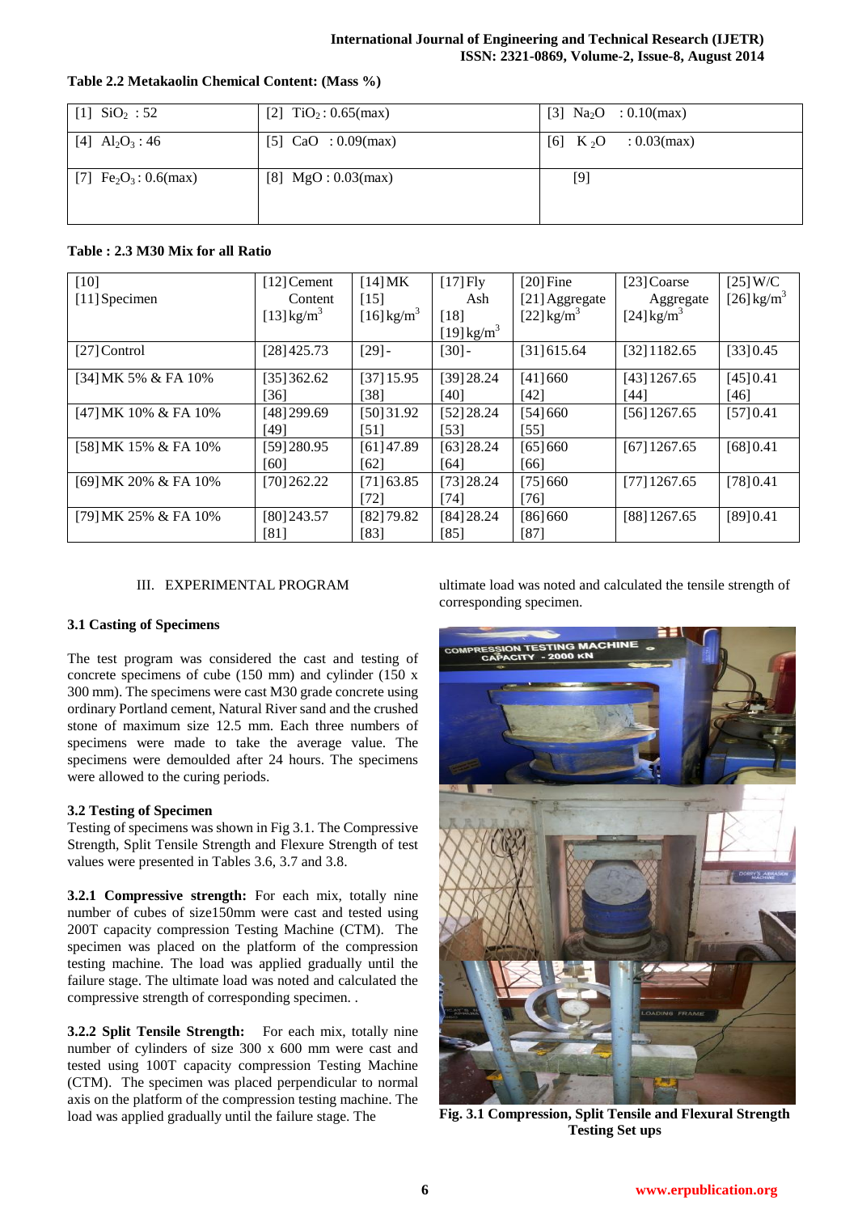**Table 2.2 Metakaolin Chemical Content: (Mass %)**

| | | |
|---|---|---|
| [1] $SiO_2$ : 52 | [2] $TiO_2$ : 0.65(max) | [3] $Na_2O$ : 0.10(max) |
| [4] $Al_2O_3$ : 46 | [5] CaO : 0.09(max) | [6] $K_2O$ : 0.03(max) |
| [7] $Fe_2O_3$ : 0.6(max) | [8] MgO : 0.03(max) | [9] |

**Table : 2.3 M30 Mix for all Ratio**

| [10] [11] Specimen | [12] Cement Content [13] kg/m$^3$ | [14] MK [15] [16] kg/m$^3$ | [17] Fly Ash [18] [19] kg/m$^3$ | [20] Fine [21] Aggregate [22] kg/m$^3$ | [23] Coarse Aggregate [24] kg/m$^3$ | [25] W/C [26] kg/m$^3$ |
|---|---|---|---|---|---|---|
| [27] Control | [28] 425.73 | [29] - | [30] - | [31] 615.64 | [32] 1182.65 | [33] 0.45 |
| [34] MK 5% & FA 10% | [35] 362.62 [36] | [37] 15.95 [38] | [39] 28.24 [40] | [41] 660 [42] | [43] 1267.65 [44] | [45] 0.41 [46] |
| [47] MK 10% & FA 10% | [48] 299.69 [49] | [50] 31.92 [51] | [52] 28.24 [53] | [54] 660 [55] | [56] 1267.65 | [57] 0.41 |
| [58] MK 15% & FA 10% | [59] 280.95 [60] | [61] 47.89 [62] | [63] 28.24 [64] | [65] 660 [66] | [67] 1267.65 | [68] 0.41 |
| [69] MK 20% & FA 10% | [70] 262.22 | [71] 63.85 [72] | [73] 28.24 [74] | [75] 660 [76] | [77] 1267.65 | [78] 0.41 |
| [79] MK 25% & FA 10% | [80] 243.57 [81] | [82] 79.82 [83] | [84] 28.24 [85] | [86] 660 [87] | [88] 1267.65 | [89] 0.41 |

## III. EXPERIMENTAL PROGRAM

### 3.1 Casting of Specimens

The test program was considered the cast and testing of concrete specimens of cube (150 mm) and cylinder (150 x 300 mm). The specimens were cast M30 grade concrete using ordinary Portland cement, Natural River sand and the crushed stone of maximum size 12.5 mm. Each three numbers of specimens were made to take the average value. The specimens were demoulded after 24 hours. The specimens were allowed to the curing periods.

### 3.2 Testing of Specimen

Testing of specimens was shown in Fig 3.1. The Compressive Strength, Split Tensile Strength and Flexure Strength of test values were presented in Tables 3.6, 3.7 and 3.8.

**3.2.1 Compressive strength:** For each mix, totally nine number of cubes of size150mm were cast and tested using 200T capacity compression Testing Machine (CTM). The specimen was placed on the platform of the compression testing machine. The load was applied gradually until the failure stage. The ultimate load was noted and calculated the compressive strength of corresponding specimen. .

**3.2.2 Split Tensile Strength:** For each mix, totally nine number of cylinders of size 300 x 600 mm were cast and tested using 100T capacity compression Testing Machine (CTM). The specimen was placed perpendicular to normal axis on the platform of the compression testing machine. The load was applied gradually until the failure stage. The ultimate load was noted and calculated the tensile strength of corresponding specimen.

**Fig. 3.1 Compression, Split Tensile and Flexural Strength Testing Set ups**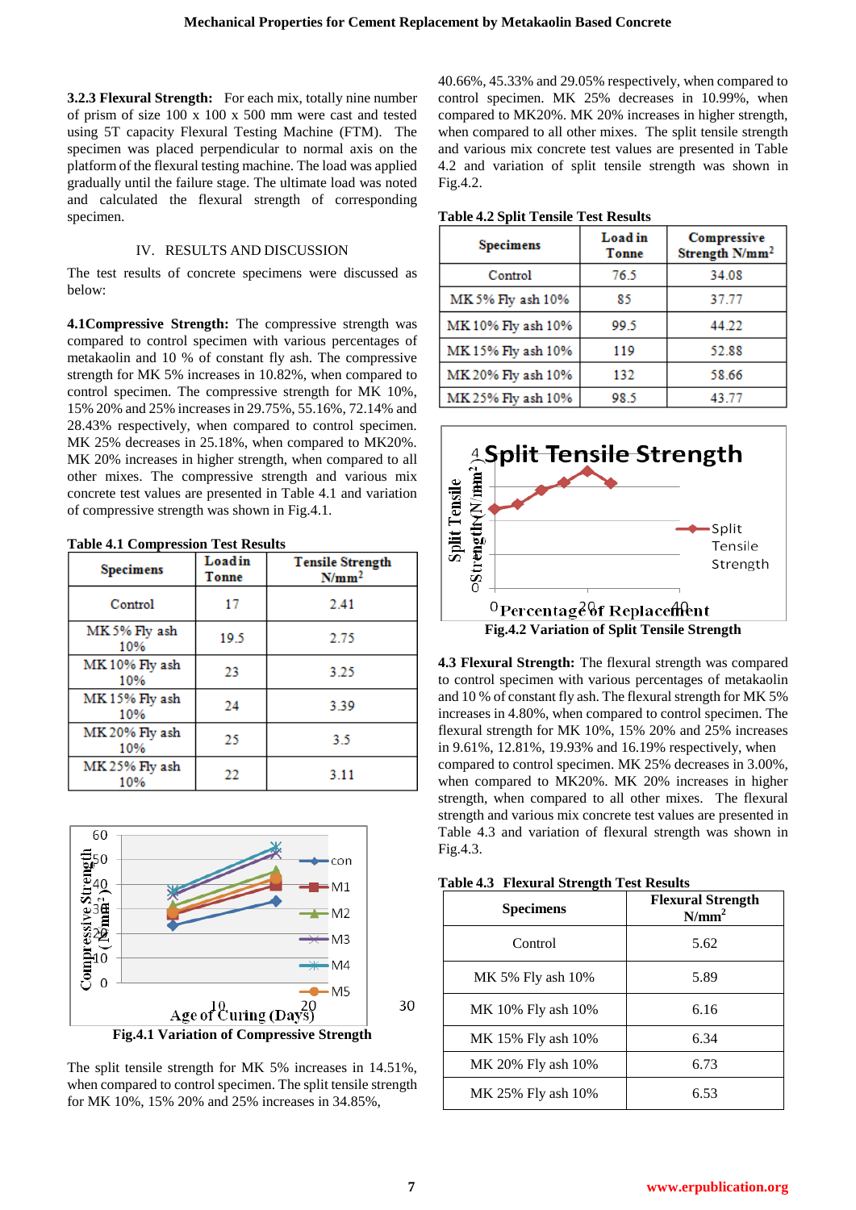**3.2.3 Flexural Strength:** For each mix, totally nine number of prism of size 100 x 100 x 500 mm were cast and tested using 5T capacity Flexural Testing Machine (FTM). The specimen was placed perpendicular to normal axis on the platform of the flexural testing machine. The load was applied gradually until the failure stage. The ultimate load was noted and calculated the flexural strength of corresponding specimen.

## IV. RESULTS AND DISCUSSION

The test results of concrete specimens were discussed as below:

**4.1Compressive Strength:** The compressive strength was compared to control specimen with various percentages of metakaolin and 10 % of constant fly ash. The compressive strength for MK 5% increases in 10.82%, when compared to control specimen. The compressive strength for MK 10%, 15% 20% and 25% increases in 29.75%, 55.16%, 72.14% and 28.43% respectively, when compared to control specimen. MK 25% decreases in 25.18%, when compared to MK20%. MK 20% increases in higher strength, when compared to all other mixes. The compressive strength and various mix concrete test values are presented in Table 4.1 and variation of compressive strength was shown in Fig.4.1.

**Table 4.1 Compression Test Results**

| Specimens | Load in Tonne | Tensile Strength N/mm$^2$ |
|---|---|---|
| Control | 17 | 2.41 |
| MK 5% Fly ash 10% | 19.5 | 2.75 |
| MK 10% Fly ash 10% | 23 | 3.25 |
| MK 15% Fly ash 10% | 24 | 3.39 |
| MK 20% Fly ash 10% | 25 | 3.5 |
| MK 25% Fly ash 10% | 22 | 3.11 |

Fig.4.1 Variation of Compressive Strength

The split tensile strength for MK 5% increases in 14.51%, when compared to control specimen. The split tensile strength for MK 10%, 15% 20% and 25% increases in 34.85%, 40.66%, 45.33% and 29.05% respectively, when compared to control specimen. MK 25% decreases in 10.99%, when compared to MK20%. MK 20% increases in higher strength, when compared to all other mixes. The split tensile strength and various mix concrete test values are presented in Table 4.2 and variation of split tensile strength was shown in Fig.4.2.

**Table 4.2 Split Tensile Test Results**

| Specimens | Load in Tonne | Compressive Strength N/mm$^2$ |
|---|---|---|
| Control | 76.5 | 34.08 |
| MK 5% Fly ash 10% | 85 | 37.77 |
| MK 10% Fly ash 10% | 99.5 | 44.22 |
| MK 15% Fly ash 10% | 119 | 52.88 |
| MK 20% Fly ash 10% | 132 | 58.66 |
| MK 25% Fly ash 10% | 98.5 | 43.77 |

Fig.4.2 Variation of Split Tensile Strength

**4.3 Flexural Strength:** The flexural strength was compared to control specimen with various percentages of metakaolin and 10 % of constant fly ash. The flexural strength for MK 5% increases in 4.80%, when compared to control specimen. The flexural strength for MK 10%, 15% 20% and 25% increases in 9.61%, 12.81%, 19.93% and 16.19% respectively, when compared to control specimen. MK 25% decreases in 3.00%, when compared to MK20%. MK 20% increases in higher strength, when compared to all other mixes. The flexural strength and various mix concrete test values are presented in Table 4.3 and variation of flexural strength was shown in Fig.4.3.

**Table 4.3 Flexural Strength Test Results**

| Specimens | Flexural Strength N/mm$^2$ |
|---|---|
| Control | 5.62 |
| MK 5% Fly ash 10% | 5.89 |
| MK 10% Fly ash 10% | 6.16 |
| MK 15% Fly ash 10% | 6.34 |
| MK 20% Fly ash 10% | 6.73 |
| MK 25% Fly ash 10% | 6.53 |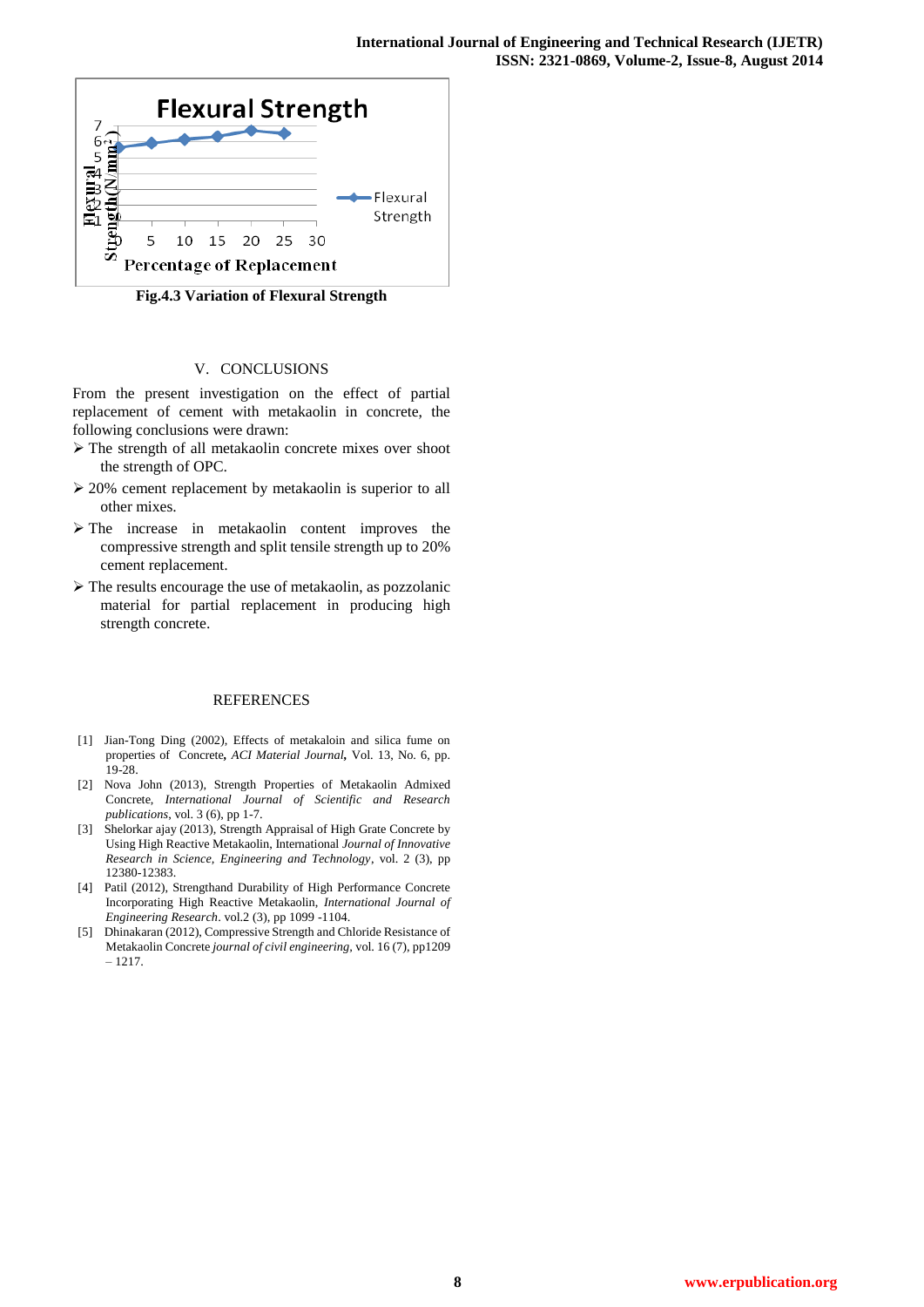Flexural Strength

7
6
5
4
3
2
1
0

Flexural Strength (N/mm2)

5 10 15 20 25 30

Percentage of Replacement

Flexural Strength

Fig.4.3 Variation of Flexural Strength

## V. CONCLUSIONS

From the present investigation on the effect of partial replacement of cement with metakaolin in concrete, the following conclusions were drawn:

- The strength of all metakaolin concrete mixes over shoot the strength of OPC.
- 20% cement replacement by metakaolin is superior to all other mixes.
- The increase in metakaolin content improves the compressive strength and split tensile strength up to 20% cement replacement.
- The results encourage the use of metakaolin, as pozzolanic material for partial replacement in producing high strength concrete.

## REFERENCES

[1] Jian-Tong Ding (2002), Effects of metakaloin and silica fume on properties of Concrete**,** *ACI Material Journal***,** Vol. 13, No. 6, pp. 19-28.

[2] Nova John (2013), Strength Properties of Metakaolin Admixed Concrete, *International Journal of Scientific and Research publications*, vol. 3 (6), pp 1-7.

[3] Shelorkar ajay (2013), Strength Appraisal of High Grate Concrete by Using High Reactive Metakaolin, International *Journal of Innovative Research in Science, Engineering and Technology*, vol. 2 (3), pp 12380-12383.

[4] Patil (2012), Strengthand Durability of High Performance Concrete Incorporating High Reactive Metakaolin, *International Journal of Engineering Research*. vol.2 (3), pp 1099 -1104.

[5] Dhinakaran (2012), Compressive Strength and Chloride Resistance of Metakaolin Concrete *journal of civil engineering*, vol. 16 (7), pp1209 – 1217.